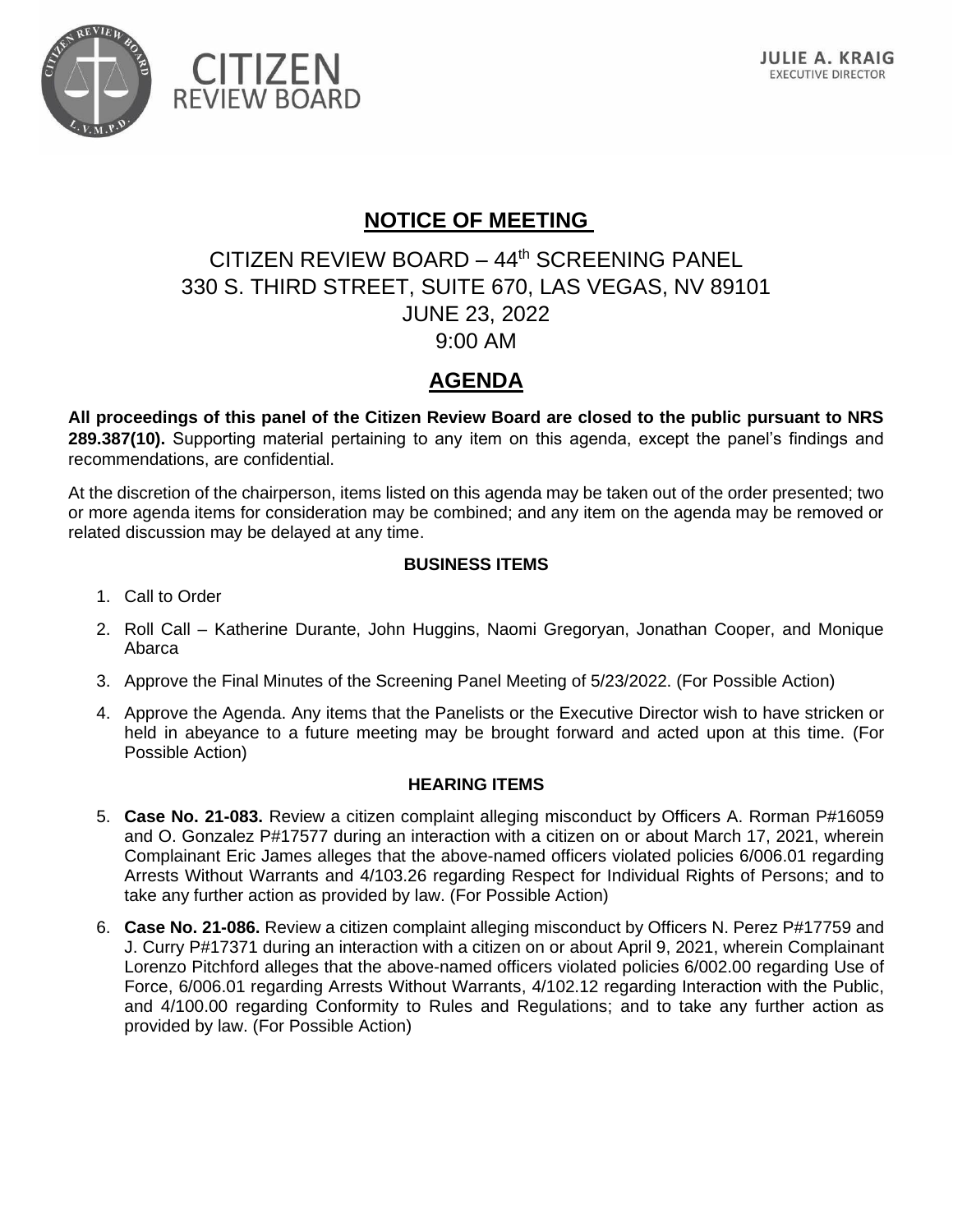CITIZEN
REVIEW BOARD

**JULIE A. KRAIG**
EXECUTIVE DIRECTOR

# NOTICE OF MEETING

## CITIZEN REVIEW BOARD – 44th SCREENING PANEL
## 330 S. THIRD STREET, SUITE 670, LAS VEGAS, NV 89101
## JUNE 23, 2022
## 9:00 AM

# AGENDA

**All proceedings of this panel of the Citizen Review Board are closed to the public pursuant to NRS 289.387(10).** Supporting material pertaining to any item on this agenda, except the panel's findings and recommendations, are confidential.

At the discretion of the chairperson, items listed on this agenda may be taken out of the order presented; two or more agenda items for consideration may be combined; and any item on the agenda may be removed or related discussion may be delayed at any time.

### BUSINESS ITEMS

1. Call to Order
2. Roll Call – Katherine Durante, John Huggins, Naomi Gregoryan, Jonathan Cooper, and Monique Abarca
3. Approve the Final Minutes of the Screening Panel Meeting of 5/23/2022. (For Possible Action)
4. Approve the Agenda. Any items that the Panelists or the Executive Director wish to have stricken or held in abeyance to a future meeting may be brought forward and acted upon at this time. (For Possible Action)

### HEARING ITEMS

5. **Case No. 21-083.** Review a citizen complaint alleging misconduct by Officers A. Rorman P#16059 and O. Gonzalez P#17577 during an interaction with a citizen on or about March 17, 2021, wherein Complainant Eric James alleges that the above-named officers violated policies 6/006.01 regarding Arrests Without Warrants and 4/103.26 regarding Respect for Individual Rights of Persons; and to take any further action as provided by law. (For Possible Action)
6. **Case No. 21-086.** Review a citizen complaint alleging misconduct by Officers N. Perez P#17759 and J. Curry P#17371 during an interaction with a citizen on or about April 9, 2021, wherein Complainant Lorenzo Pitchford alleges that the above-named officers violated policies 6/002.00 regarding Use of Force, 6/006.01 regarding Arrests Without Warrants, 4/102.12 regarding Interaction with the Public, and 4/100.00 regarding Conformity to Rules and Regulations; and to take any further action as provided by law. (For Possible Action)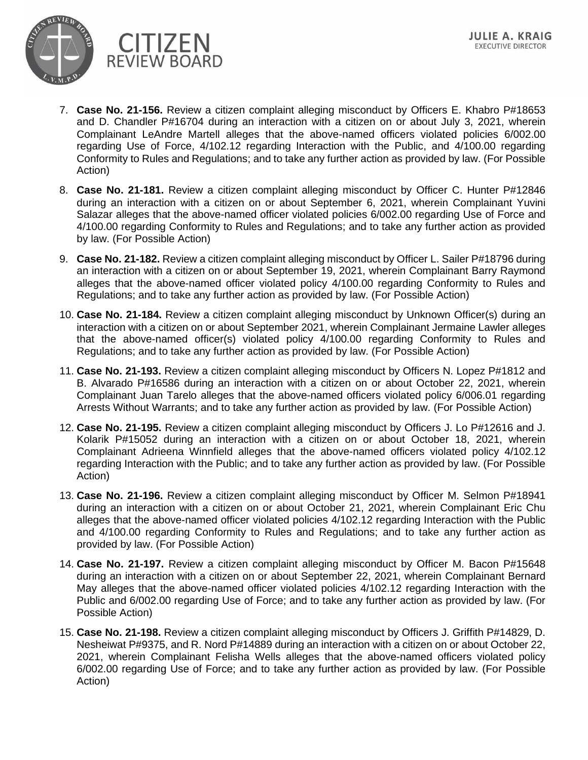7. **Case No. 21-156.** Review a citizen complaint alleging misconduct by Officers E. Khabro P#18653 and D. Chandler P#16704 during an interaction with a citizen on or about July 3, 2021, wherein Complainant LeAndre Martell alleges that the above-named officers violated policies 6/002.00 regarding Use of Force, 4/102.12 regarding Interaction with the Public, and 4/100.00 regarding Conformity to Rules and Regulations; and to take any further action as provided by law. (For Possible Action)

8. **Case No. 21-181.** Review a citizen complaint alleging misconduct by Officer C. Hunter P#12846 during an interaction with a citizen on or about September 6, 2021, wherein Complainant Yuvini Salazar alleges that the above-named officer violated policies 6/002.00 regarding Use of Force and 4/100.00 regarding Conformity to Rules and Regulations; and to take any further action as provided by law. (For Possible Action)

9. **Case No. 21-182.** Review a citizen complaint alleging misconduct by Officer L. Sailer P#18796 during an interaction with a citizen on or about September 19, 2021, wherein Complainant Barry Raymond alleges that the above-named officer violated policy 4/100.00 regarding Conformity to Rules and Regulations; and to take any further action as provided by law. (For Possible Action)

10. **Case No. 21-184.** Review a citizen complaint alleging misconduct by Unknown Officer(s) during an interaction with a citizen on or about September 2021, wherein Complainant Jermaine Lawler alleges that the above-named officer(s) violated policy 4/100.00 regarding Conformity to Rules and Regulations; and to take any further action as provided by law. (For Possible Action)

11. **Case No. 21-193.** Review a citizen complaint alleging misconduct by Officers N. Lopez P#1812 and B. Alvarado P#16586 during an interaction with a citizen on or about October 22, 2021, wherein Complainant Juan Tarelo alleges that the above-named officers violated policy 6/006.01 regarding Arrests Without Warrants; and to take any further action as provided by law. (For Possible Action)

12. **Case No. 21-195.** Review a citizen complaint alleging misconduct by Officers J. Lo P#12616 and J. Kolarik P#15052 during an interaction with a citizen on or about October 18, 2021, wherein Complainant Adrieena Winnfield alleges that the above-named officers violated policy 4/102.12 regarding Interaction with the Public; and to take any further action as provided by law. (For Possible Action)

13. **Case No. 21-196.** Review a citizen complaint alleging misconduct by Officer M. Selmon P#18941 during an interaction with a citizen on or about October 21, 2021, wherein Complainant Eric Chu alleges that the above-named officer violated policies 4/102.12 regarding Interaction with the Public and 4/100.00 regarding Conformity to Rules and Regulations; and to take any further action as provided by law. (For Possible Action)

14. **Case No. 21-197.** Review a citizen complaint alleging misconduct by Officer M. Bacon P#15648 during an interaction with a citizen on or about September 22, 2021, wherein Complainant Bernard May alleges that the above-named officer violated policies 4/102.12 regarding Interaction with the Public and 6/002.00 regarding Use of Force; and to take any further action as provided by law. (For Possible Action)

15. **Case No. 21-198.** Review a citizen complaint alleging misconduct by Officers J. Griffith P#14829, D. Nesheiwat P#9375, and R. Nord P#14889 during an interaction with a citizen on or about October 22, 2021, wherein Complainant Felisha Wells alleges that the above-named officers violated policy 6/002.00 regarding Use of Force; and to take any further action as provided by law. (For Possible Action)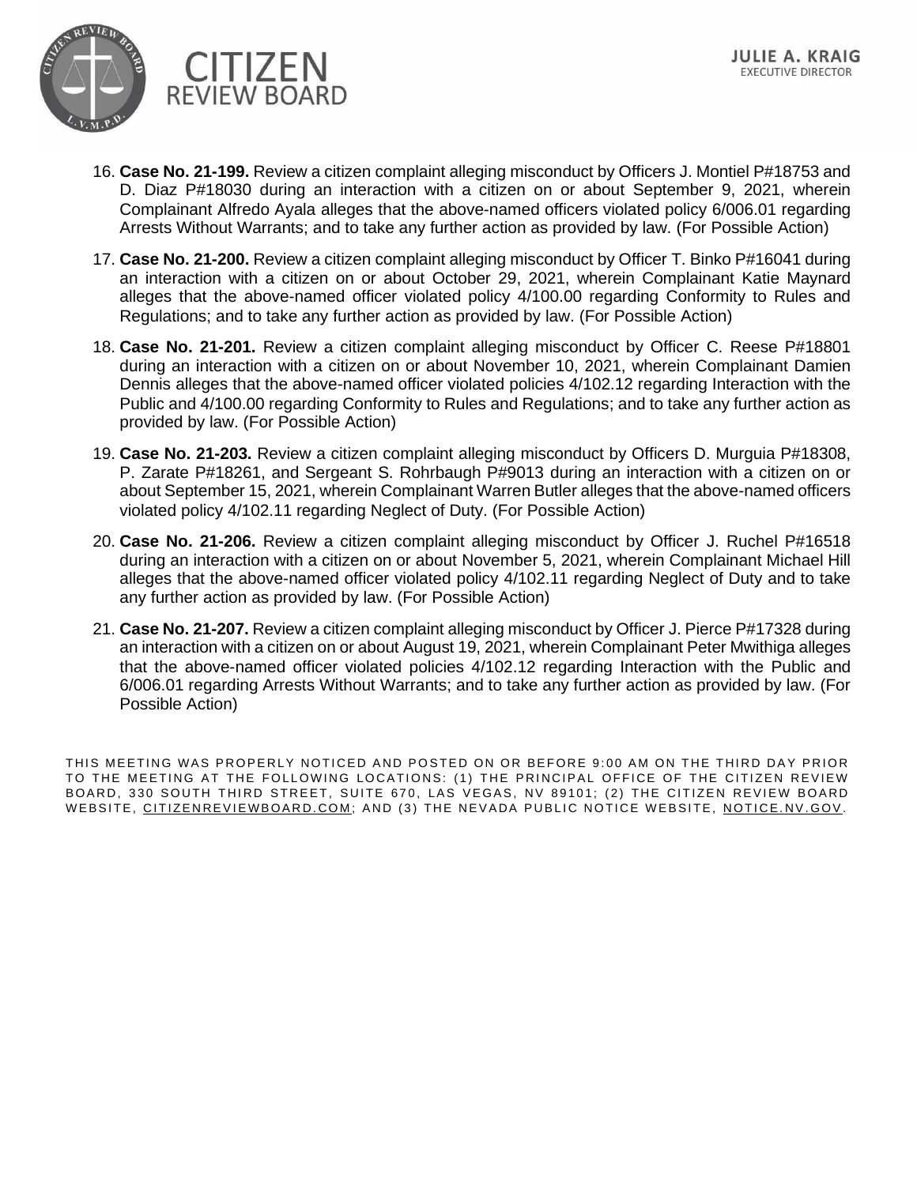16. **Case No. 21-199.** Review a citizen complaint alleging misconduct by Officers J. Montiel P#18753 and D. Diaz P#18030 during an interaction with a citizen on or about September 9, 2021, wherein Complainant Alfredo Ayala alleges that the above-named officers violated policy 6/006.01 regarding Arrests Without Warrants; and to take any further action as provided by law. (For Possible Action)

17. **Case No. 21-200.** Review a citizen complaint alleging misconduct by Officer T. Binko P#16041 during an interaction with a citizen on or about October 29, 2021, wherein Complainant Katie Maynard alleges that the above-named officer violated policy 4/100.00 regarding Conformity to Rules and Regulations; and to take any further action as provided by law. (For Possible Action)

18. **Case No. 21-201.** Review a citizen complaint alleging misconduct by Officer C. Reese P#18801 during an interaction with a citizen on or about November 10, 2021, wherein Complainant Damien Dennis alleges that the above-named officer violated policies 4/102.12 regarding Interaction with the Public and 4/100.00 regarding Conformity to Rules and Regulations; and to take any further action as provided by law. (For Possible Action)

19. **Case No. 21-203.** Review a citizen complaint alleging misconduct by Officers D. Murguia P#18308, P. Zarate P#18261, and Sergeant S. Rohrbaugh P#9013 during an interaction with a citizen on or about September 15, 2021, wherein Complainant Warren Butler alleges that the above-named officers violated policy 4/102.11 regarding Neglect of Duty. (For Possible Action)

20. **Case No. 21-206.** Review a citizen complaint alleging misconduct by Officer J. Ruchel P#16518 during an interaction with a citizen on or about November 5, 2021, wherein Complainant Michael Hill alleges that the above-named officer violated policy 4/102.11 regarding Neglect of Duty and to take any further action as provided by law. (For Possible Action)

21. **Case No. 21-207.** Review a citizen complaint alleging misconduct by Officer J. Pierce P#17328 during an interaction with a citizen on or about August 19, 2021, wherein Complainant Peter Mwithiga alleges that the above-named officer violated policies 4/102.12 regarding Interaction with the Public and 6/006.01 regarding Arrests Without Warrants; and to take any further action as provided by law. (For Possible Action)

THIS MEETING WAS PROPERLY NOTICED AND POSTED ON OR BEFORE 9:00 AM ON THE THIRD DAY PRIOR TO THE MEETING AT THE FOLLOWING LOCATIONS: (1) THE PRINCIPAL OFFICE OF THE CITIZEN REVIEW BOARD, 330 SOUTH THIRD STREET, SUITE 670, LAS VEGAS, NV 89101; (2) THE CITIZEN REVIEW BOARD WEBSITE, CITIZENREVIEWBOARD.COM; AND (3) THE NEVADA PUBLIC NOTICE WEBSITE, NOTICE.NV.GOV.